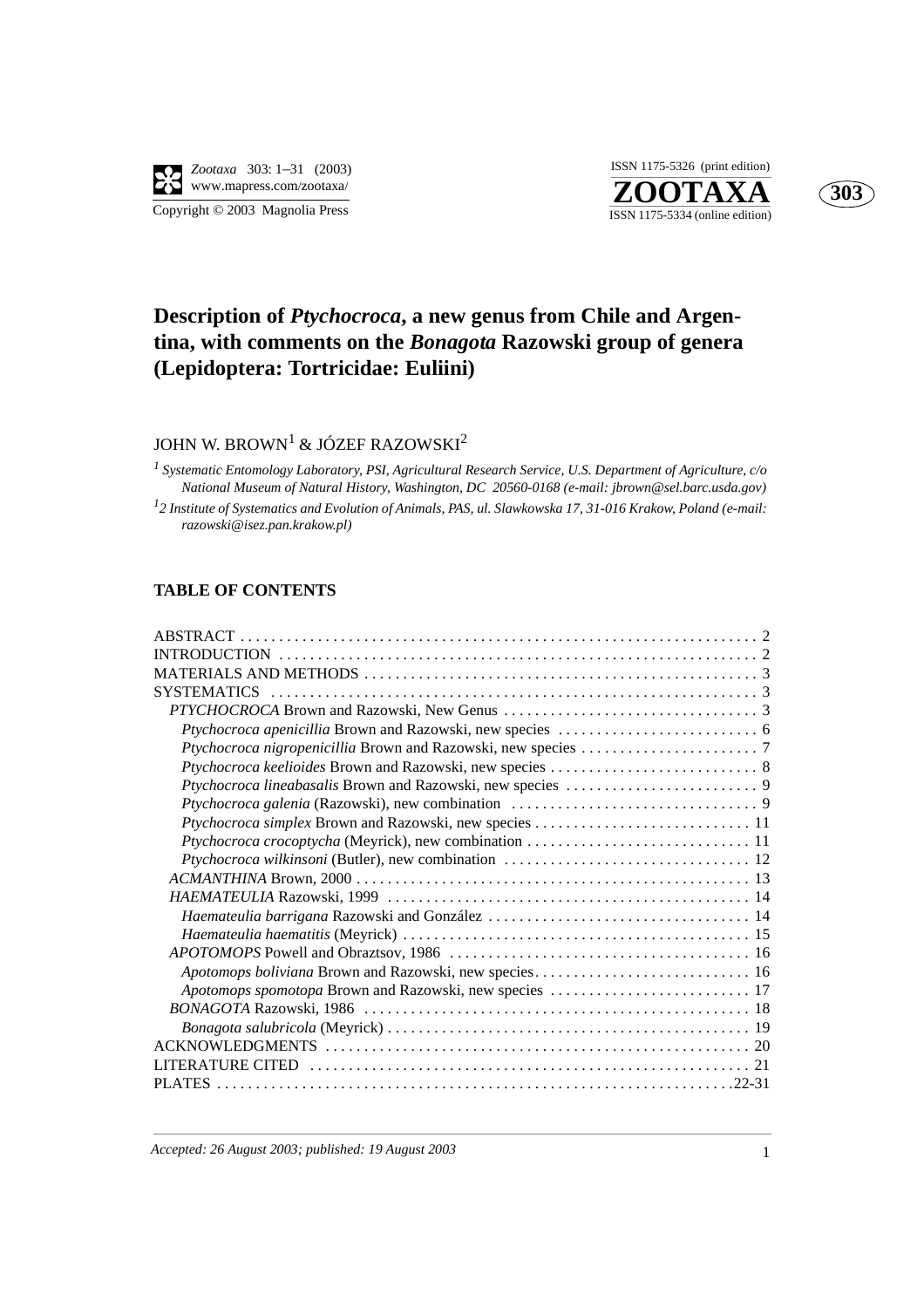# Description of *Ptychocroca*, a new genus from Chile and Argentina, with comments on the *Bonagota* Razowski group of genera (Lepidoptera: Tortricidae: Euliini)

JOHN W. BROWN[1] & JÓZEF RAZOWSKI[2]

[1] *Systematic Entomology Laboratory, PSI, Agricultural Research Service, U.S. Department of Agriculture, c/o National Museum of Natural History, Washington, DC 20560-0168 (e-mail: jbrown@sel.barc.usda.gov)*

[1]*2 Institute of Systematics and Evolution of Animals, PAS, ul. Slawkowska 17, 31-016 Krakow, Poland (e-mail: razowski@isez.pan.krakow.pl)*

## TABLE OF CONTENTS

ABSTRACT . . . . . . . . . . 2
INTRODUCTION . . . . . . . . . . 2
MATERIALS AND METHODS . . . . . . . . . . 3
SYSTEMATICS . . . . . . . . . . 3
- *PTYCHOCROCA* Brown and Razowski, New Genus . . . . . . . . . . 3
  - *Ptychocroca apenicillia* Brown and Razowski, new species . . . . . . . . . . 6
  - *Ptychocroca nigropenicillia* Brown and Razowski, new species . . . . . . . . . . 7
  - *Ptychocroca keelioides* Brown and Razowski, new species . . . . . . . . . . 8
  - *Ptychocroca lineabasalis* Brown and Razowski, new species . . . . . . . . . . 9
  - *Ptychocroca galenia* (Razowski), new combination . . . . . . . . . . 9
  - *Ptychocroca simplex* Brown and Razowski, new species . . . . . . . . . . 11
  - *Ptychocroca crocoptycha* (Meyrick), new combination . . . . . . . . . . 11
  - *Ptychocroca wilkinsoni* (Butler), new combination . . . . . . . . . . 12
- *ACMANTHINA* Brown, 2000 . . . . . . . . . . 13
- *HAEMATEULIA* Razowski, 1999 . . . . . . . . . . 14
  - *Haemateulia barrigana* Razowski and González . . . . . . . . . . 14
  - *Haemateulia haematitis* (Meyrick) . . . . . . . . . . 15
- *APOTOMOPS* Powell and Obraztsov, 1986 . . . . . . . . . . 16
  - *Apotomops boliviana* Brown and Razowski, new species . . . . . . . . . . 16
  - *Apotomops spomotopa* Brown and Razowski, new species . . . . . . . . . . 17
- *BONAGOTA* Razowski, 1986 . . . . . . . . . . 18
  - *Bonagota salubricola* (Meyrick) . . . . . . . . . . 19

ACKNOWLEDGMENTS . . . . . . . . . . 20
LITERATURE CITED . . . . . . . . . . 21
PLATES . . . . . . . . . . 22-31

*Accepted: 26 August 2003; published: 19 August 2003*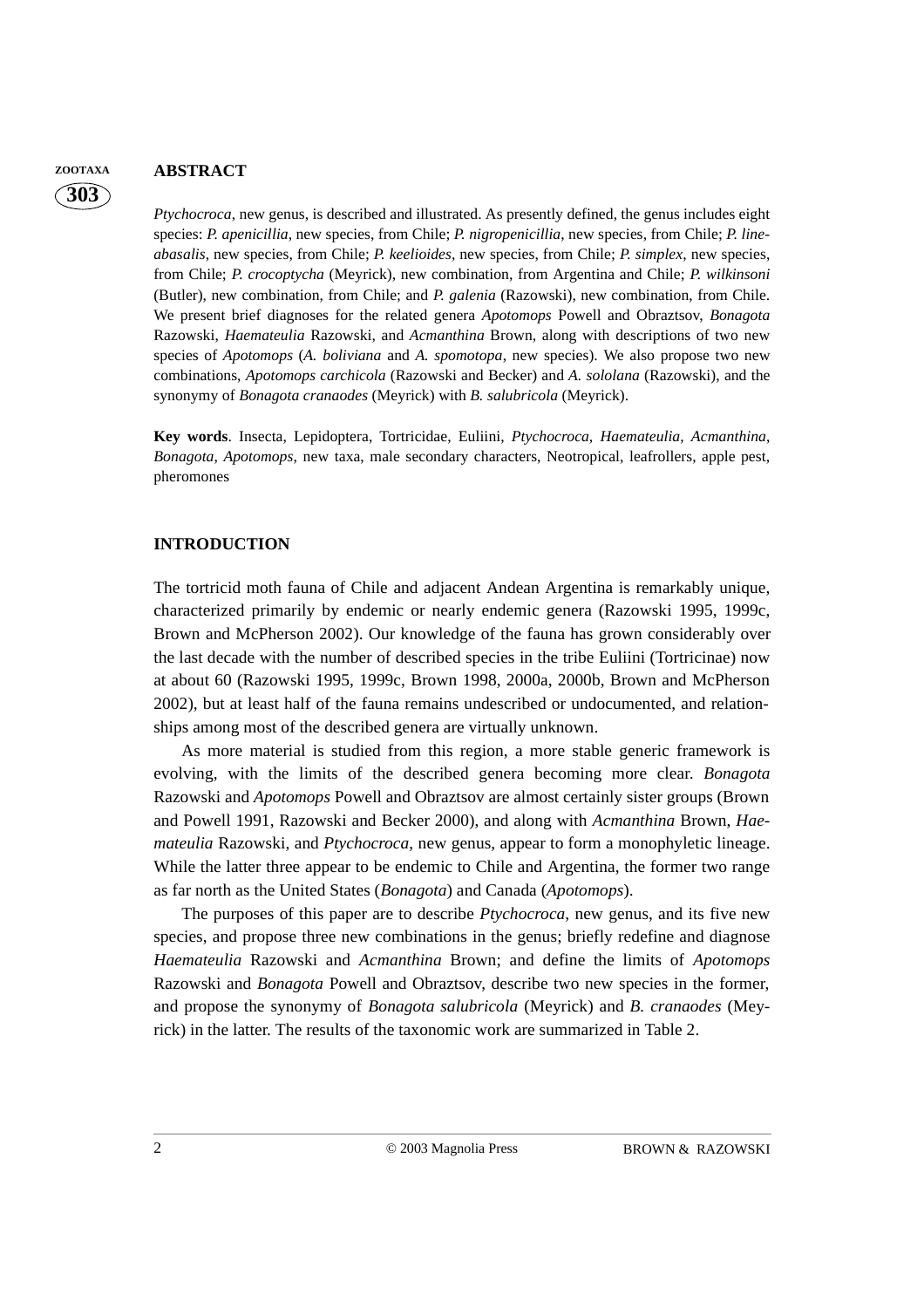## ABSTRACT

*Ptychocroca*, new genus, is described and illustrated. As presently defined, the genus includes eight species: *P. apenicillia*, new species, from Chile; *P. nigropenicillia*, new species, from Chile; *P. lineabasalis*, new species, from Chile; *P. keelioides*, new species, from Chile; *P. simplex*, new species, from Chile; *P. crocoptycha* (Meyrick), new combination, from Argentina and Chile; *P. wilkinsoni* (Butler), new combination, from Chile; and *P. galenia* (Razowski), new combination, from Chile. We present brief diagnoses for the related genera *Apotomops* Powell and Obraztsov, *Bonagota* Razowski, *Haemateulia* Razowski, and *Acmanthina* Brown, along with descriptions of two new species of *Apotomops* (*A. boliviana* and *A. spomotopa*, new species). We also propose two new combinations, *Apotomops carchicola* (Razowski and Becker) and *A. sololana* (Razowski), and the synonymy of *Bonagota cranaodes* (Meyrick) with *B. salubricola* (Meyrick).

**Key words**. Insecta, Lepidoptera, Tortricidae, Euliini, *Ptychocroca*, *Haemateulia*, *Acmanthina*, *Bonagota*, *Apotomops*, new taxa, male secondary characters, Neotropical, leafrollers, apple pest, pheromones

## INTRODUCTION

The tortricid moth fauna of Chile and adjacent Andean Argentina is remarkably unique, characterized primarily by endemic or nearly endemic genera (Razowski 1995, 1999c, Brown and McPherson 2002). Our knowledge of the fauna has grown considerably over the last decade with the number of described species in the tribe Euliini (Tortricinae) now at about 60 (Razowski 1995, 1999c, Brown 1998, 2000a, 2000b, Brown and McPherson 2002), but at least half of the fauna remains undescribed or undocumented, and relationships among most of the described genera are virtually unknown.

As more material is studied from this region, a more stable generic framework is evolving, with the limits of the described genera becoming more clear. *Bonagota* Razowski and *Apotomops* Powell and Obraztsov are almost certainly sister groups (Brown and Powell 1991, Razowski and Becker 2000), and along with *Acmanthina* Brown, *Haemateulia* Razowski, and *Ptychocroca*, new genus, appear to form a monophyletic lineage. While the latter three appear to be endemic to Chile and Argentina, the former two range as far north as the United States (*Bonagota*) and Canada (*Apotomops*).

The purposes of this paper are to describe *Ptychocroca*, new genus, and its five new species, and propose three new combinations in the genus; briefly redefine and diagnose *Haemateulia* Razowski and *Acmanthina* Brown; and define the limits of *Apotomops* Razowski and *Bonagota* Powell and Obraztsov, describe two new species in the former, and propose the synonymy of *Bonagota salubricola* (Meyrick) and *B. cranaodes* (Meyrick) in the latter. The results of the taxonomic work are summarized in Table 2.